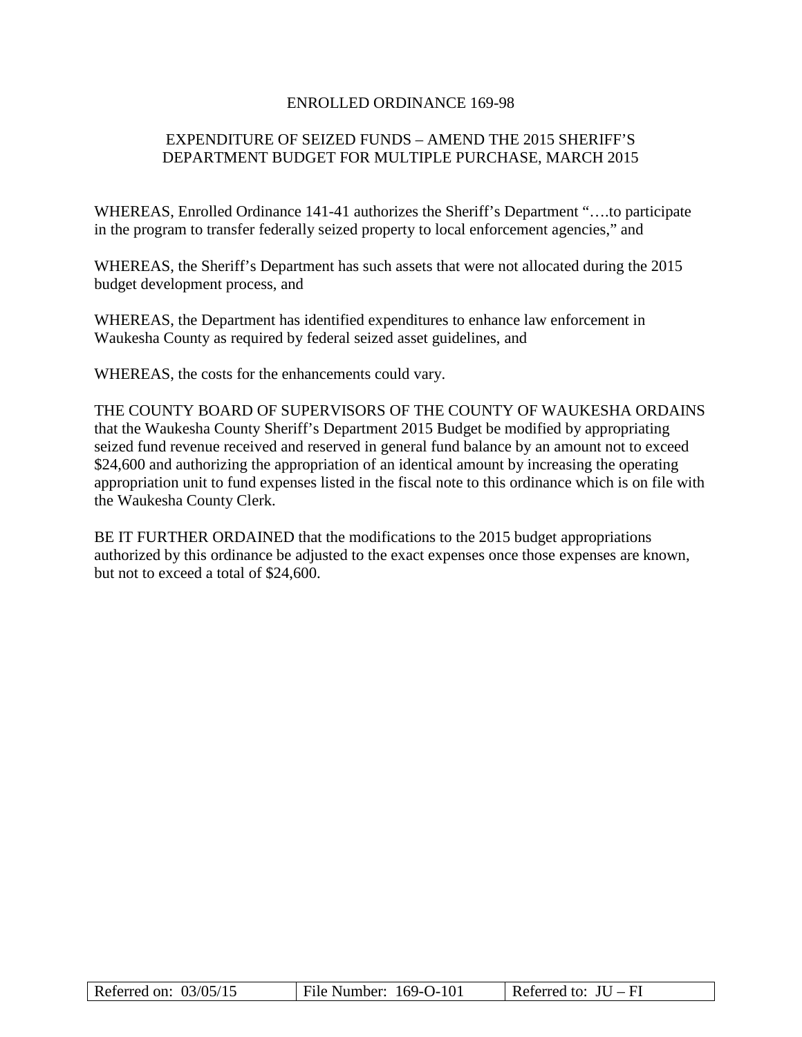# ENROLLED ORDINANCE 169-98

## EXPENDITURE OF SEIZED FUNDS – AMEND THE 2015 SHERIFF'S DEPARTMENT BUDGET FOR MULTIPLE PURCHASE, MARCH 2015

WHEREAS, Enrolled Ordinance 141-41 authorizes the Sheriff's Department "….to participate in the program to transfer federally seized property to local enforcement agencies," and

WHEREAS, the Sheriff's Department has such assets that were not allocated during the 2015 budget development process, and

WHEREAS, the Department has identified expenditures to enhance law enforcement in Waukesha County as required by federal seized asset guidelines, and

WHEREAS, the costs for the enhancements could vary.

THE COUNTY BOARD OF SUPERVISORS OF THE COUNTY OF WAUKESHA ORDAINS that the Waukesha County Sheriff's Department 2015 Budget be modified by appropriating seized fund revenue received and reserved in general fund balance by an amount not to exceed $24,600 and authorizing the appropriation of an identical amount by increasing the operating appropriation unit to fund expenses listed in the fiscal note to this ordinance which is on file with the Waukesha County Clerk.

BE IT FURTHER ORDAINED that the modifications to the 2015 budget appropriations authorized by this ordinance be adjusted to the exact expenses once those expenses are known, but not to exceed a total of $24,600.

| Referred on: 03/05/15 | File Number: 169-O-101 | Referred to: JU – FI |
| --- | --- | --- |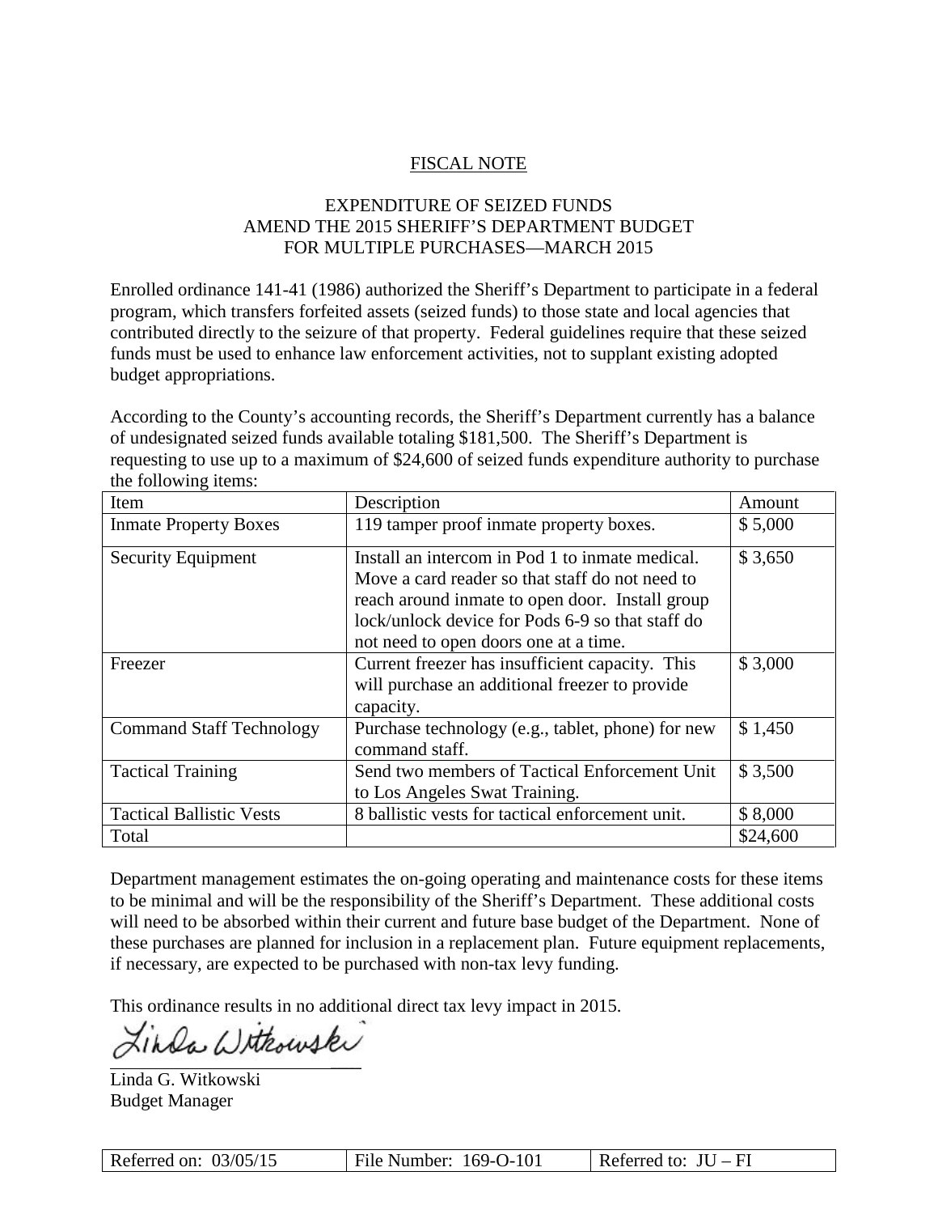## FISCAL NOTE

### EXPENDITURE OF SEIZED FUNDS AMEND THE 2015 SHERIFF'S DEPARTMENT BUDGET FOR MULTIPLE PURCHASES—MARCH 2015

Enrolled ordinance 141-41 (1986) authorized the Sheriff's Department to participate in a federal program, which transfers forfeited assets (seized funds) to those state and local agencies that contributed directly to the seizure of that property. Federal guidelines require that these seized funds must be used to enhance law enforcement activities, not to supplant existing adopted budget appropriations.

According to the County's accounting records, the Sheriff's Department currently has a balance of undesignated seized funds available totaling $181,500. The Sheriff's Department is requesting to use up to a maximum of $24,600 of seized funds expenditure authority to purchase the following items:

| Item | Description | Amount |
|---|---|---|
| Inmate Property Boxes | 119 tamper proof inmate property boxes. | $ 5,000 |
| Security Equipment | Install an intercom in Pod 1 to inmate medical. Move a card reader so that staff do not need to reach around inmate to open door. Install group lock/unlock device for Pods 6-9 so that staff do not need to open doors one at a time. | $ 3,650 |
| Freezer | Current freezer has insufficient capacity. This will purchase an additional freezer to provide capacity. | $ 3,000 |
| Command Staff Technology | Purchase technology (e.g., tablet, phone) for new command staff. | $ 1,450 |
| Tactical Training | Send two members of Tactical Enforcement Unit to Los Angeles Swat Training. | $ 3,500 |
| Tactical Ballistic Vests | 8 ballistic vests for tactical enforcement unit. | $ 8,000 |
| Total | | $24,600 |

Department management estimates the on-going operating and maintenance costs for these items to be minimal and will be the responsibility of the Sheriff's Department. These additional costs will need to be absorbed within their current and future base budget of the Department. None of these purchases are planned for inclusion in a replacement plan. Future equipment replacements, if necessary, are expected to be purchased with non-tax levy funding.

This ordinance results in no additional direct tax levy impact in 2015.

Linda Witkowski

Linda G. Witkowski
Budget Manager

| Referred on: 03/05/15 | File Number: 169-O-101 | Referred to: JU – FI |
|---|---|---|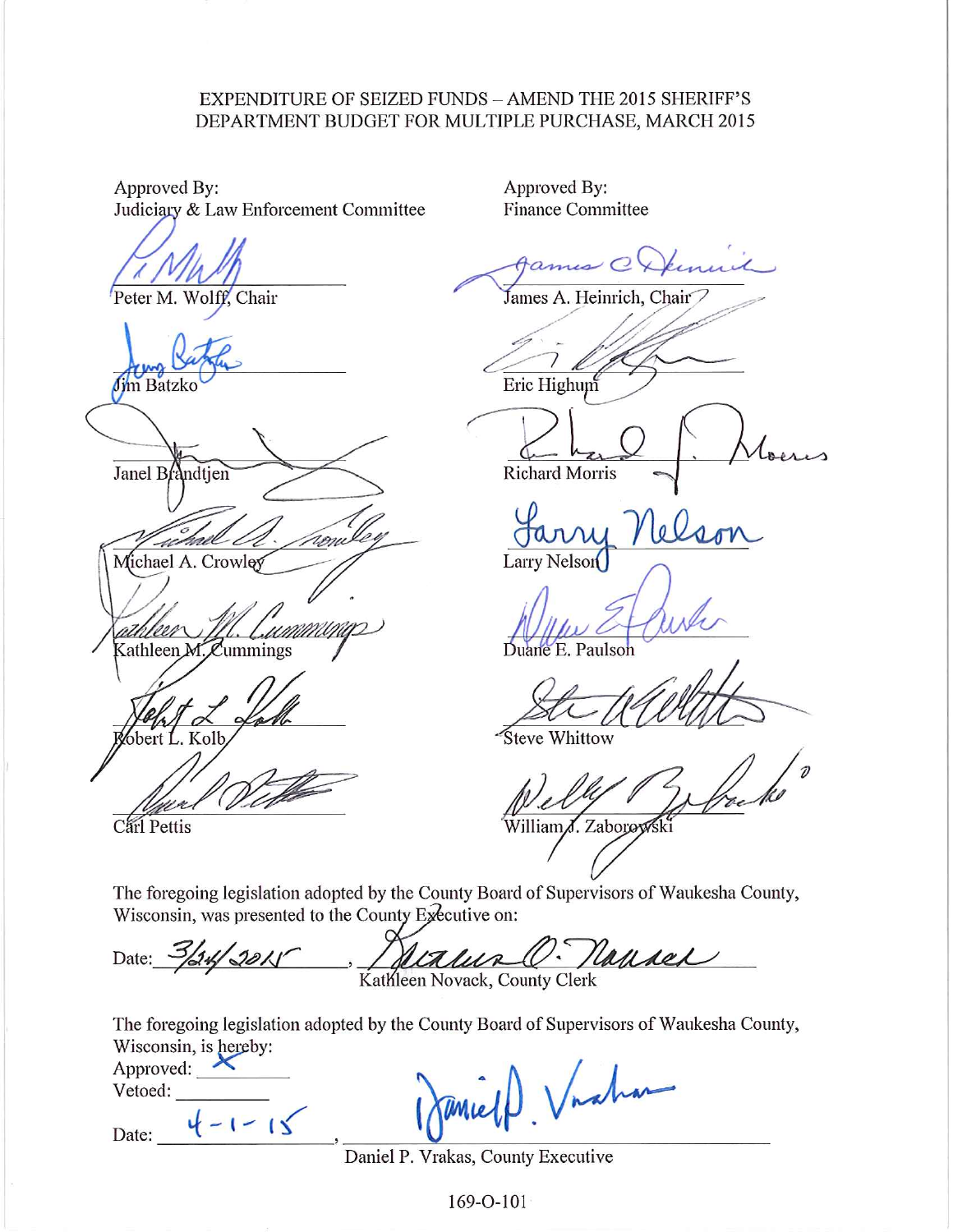EXPENDITURE OF SEIZED FUNDS – AMEND THE 2015 SHERIFF'S DEPARTMENT BUDGET FOR MULTIPLE PURCHASE, MARCH 2015

| Approved By: Judiciary & Law Enforcement Committee | Approved By: Finance Committee |
| --- | --- |
| Peter M. Wolff, Chair | James A. Heinrich, Chair |
| Jim Batzko | Eric Highum |
| Janel Brandtjen | Richard Morris |
| Michael A. Crowley | Larry Nelson |
| Kathleen M. Cummings | Duane E. Paulson |
| Robert L. Kolb | Steve Whittow |
| Carl Pettis | William J. Zaborowski |

The foregoing legislation adopted by the County Board of Supervisors of Waukesha County, Wisconsin, was presented to the County Executive on:

Date: 3/24/2015, Kathleen Novack, County Clerk

The foregoing legislation adopted by the County Board of Supervisors of Waukesha County, Wisconsin, is hereby:

Approved: X

Vetoed: ________

Date: 4-1-15, Daniel P. Vrakas, County Executive

169-O-101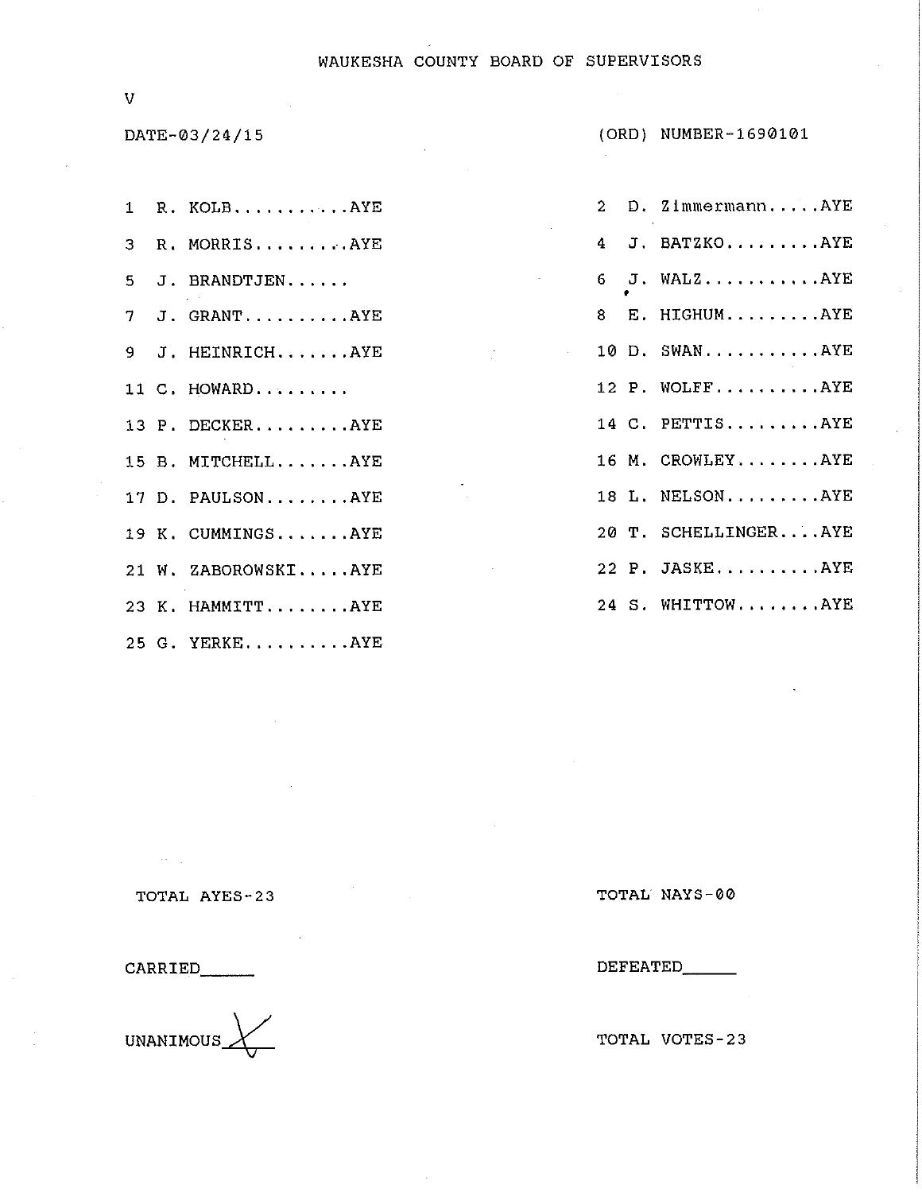# WAUKESHA COUNTY BOARD OF SUPERVISORS

V

DATE-03/24/15 (ORD) NUMBER-1690101

1 R. KOLB...........AYE

2 D. Zimmermann.....AYE

3 R. MORRIS.........AYE

4 J. BATZKO.........AYE

5 J. BRANDTJEN......

6 J. WALZ...........AYE

7 J. GRANT..........AYE

8 E. HIGHUM.........AYE

9 J. HEINRICH.......AYE

10 D. SWAN...........AYE

11 C. HOWARD.........

12 P. WOLFF..........AYE

13 P. DECKER.........AYE

14 C. PETTIS.........AYE

15 B. MITCHELL.......AYE

16 M. CROWLEY........AYE

17 D. PAULSON........AYE

18 L. NELSON.........AYE

19 K. CUMMINGS.......AYE

20 T. SCHELLINGER....AYE

21 W. ZABOROWSKI.....AYE

22 P. JASKE..........AYE

23 K. HAMMITT........AYE

24 S. WHITTOW........AYE

25 G. YERKE..........AYE

TOTAL AYES-23

TOTAL NAYS-00

CARRIED_____

DEFEATED_____

UNANIMOUS X

TOTAL VOTES-23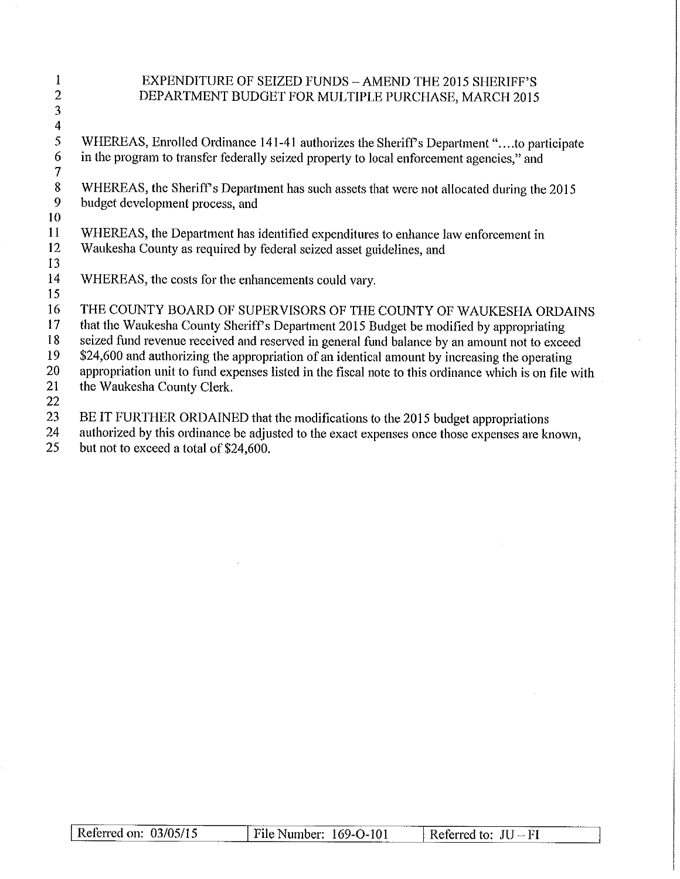# EXPENDITURE OF SEIZED FUNDS – AMEND THE 2015 SHERIFF'S DEPARTMENT BUDGET FOR MULTIPLE PURCHASE, MARCH 2015

WHEREAS, Enrolled Ordinance 141-41 authorizes the Sheriff's Department "....to participate in the program to transfer federally seized property to local enforcement agencies," and

WHEREAS, the Sheriff's Department has such assets that were not allocated during the 2015 budget development process, and

WHEREAS, the Department has identified expenditures to enhance law enforcement in Waukesha County as required by federal seized asset guidelines, and

WHEREAS, the costs for the enhancements could vary.

THE COUNTY BOARD OF SUPERVISORS OF THE COUNTY OF WAUKESHA ORDAINS that the Waukesha County Sheriff's Department 2015 Budget be modified by appropriating seized fund revenue received and reserved in general fund balance by an amount not to exceed $24,600 and authorizing the appropriation of an identical amount by increasing the operating appropriation unit to fund expenses listed in the fiscal note to this ordinance which is on file with the Waukesha County Clerk.

BE IT FURTHER ORDAINED that the modifications to the 2015 budget appropriations authorized by this ordinance be adjusted to the exact expenses once those expenses are known, but not to exceed a total of $24,600.

| Referred on: 03/05/15 | File Number: 169-O-101 | Referred to: JU – FI |
|---|---|---|